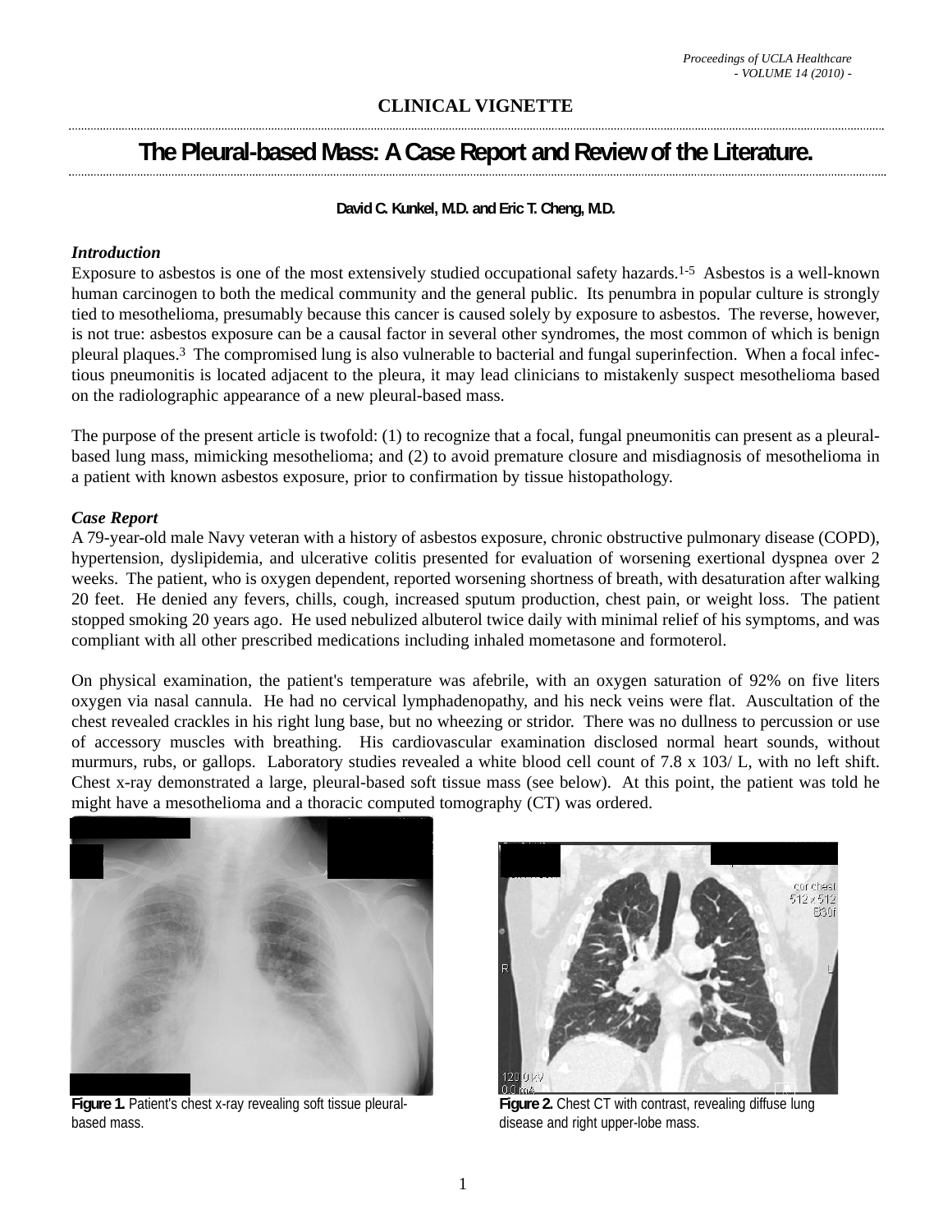# CLINICAL VIGNETTE

## The Pleural-based Mass: A Case Report and Review of the Literature.

**David C. Kunkel, M.D. and Eric T. Cheng, M.D.**

### *Introduction*

Exposure to asbestos is one of the most extensively studied occupational safety hazards.[1-5] Asbestos is a well-known human carcinogen to both the medical community and the general public. Its penumbra in popular culture is strongly tied to mesothelioma, presumably because this cancer is caused solely by exposure to asbestos. The reverse, however, is not true: asbestos exposure can be a causal factor in several other syndromes, the most common of which is benign pleural plaques.[3] The compromised lung is also vulnerable to bacterial and fungal superinfection. When a focal infectious pneumonitis is located adjacent to the pleura, it may lead clinicians to mistakenly suspect mesothelioma based on the radiolographic appearance of a new pleural-based mass.

The purpose of the present article is twofold: (1) to recognize that a focal, fungal pneumonitis can present as a pleural-based lung mass, mimicking mesothelioma; and (2) to avoid premature closure and misdiagnosis of mesothelioma in a patient with known asbestos exposure, prior to confirmation by tissue histopathology.

### *Case Report*

A 79-year-old male Navy veteran with a history of asbestos exposure, chronic obstructive pulmonary disease (COPD), hypertension, dyslipidemia, and ulcerative colitis presented for evaluation of worsening exertional dyspnea over 2 weeks. The patient, who is oxygen dependent, reported worsening shortness of breath, with desaturation after walking 20 feet. He denied any fevers, chills, cough, increased sputum production, chest pain, or weight loss. The patient stopped smoking 20 years ago. He used nebulized albuterol twice daily with minimal relief of his symptoms, and was compliant with all other prescribed medications including inhaled mometasone and formoterol.

On physical examination, the patient's temperature was afebrile, with an oxygen saturation of 92% on five liters oxygen via nasal cannula. He had no cervical lymphadenopathy, and his neck veins were flat. Auscultation of the chest revealed crackles in his right lung base, but no wheezing or stridor. There was no dullness to percussion or use of accessory muscles with breathing. His cardiovascular examination disclosed normal heart sounds, without murmurs, rubs, or gallops. Laboratory studies revealed a white blood cell count of 7.8 x 103/ L, with no left shift. Chest x-ray demonstrated a large, pleural-based soft tissue mass (see below). At this point, the patient was told he might have a mesothelioma and a thoracic computed tomography (CT) was ordered.

**Figure 1.** Patient's chest x-ray revealing soft tissue pleural-based mass.

**Figure 2.** Chest CT with contrast, revealing diffuse lung disease and right upper-lobe mass.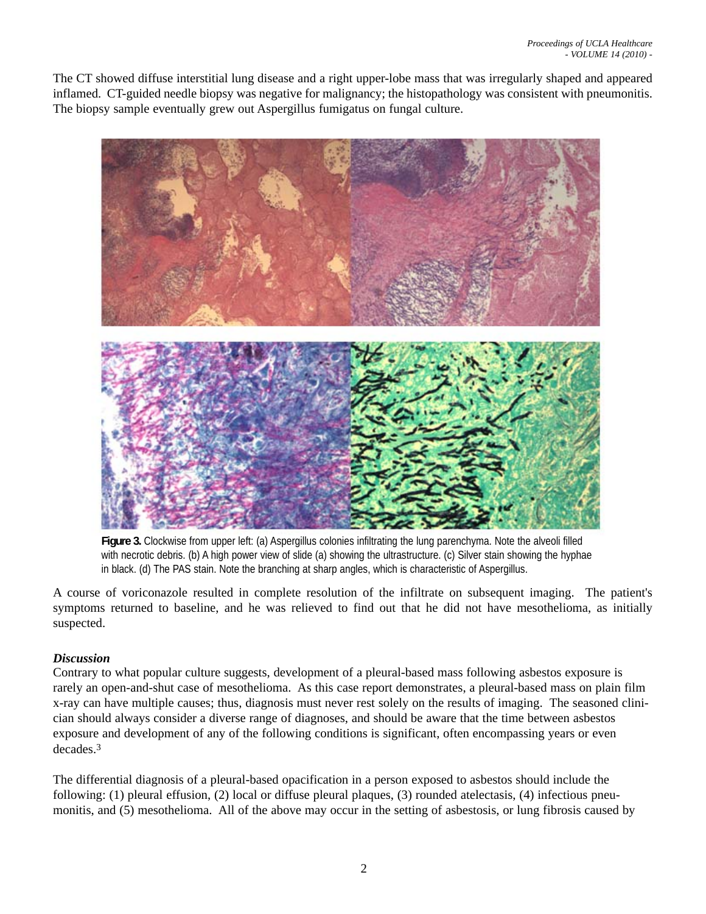The CT showed diffuse interstitial lung disease and a right upper-lobe mass that was irregularly shaped and appeared inflamed. CT-guided needle biopsy was negative for malignancy; the histopathology was consistent with pneumonitis. The biopsy sample eventually grew out Aspergillus fumigatus on fungal culture.

**Figure 3.** Clockwise from upper left: (a) Aspergillus colonies infiltrating the lung parenchyma. Note the alveoli filled with necrotic debris. (b) A high power view of slide (a) showing the ultrastructure. (c) Silver stain showing the hyphae in black. (d) The PAS stain. Note the branching at sharp angles, which is characteristic of Aspergillus.

A course of voriconazole resulted in complete resolution of the infiltrate on subsequent imaging. The patient's symptoms returned to baseline, and he was relieved to find out that he did not have mesothelioma, as initially suspected.

### *Discussion*

Contrary to what popular culture suggests, development of a pleural-based mass following asbestos exposure is rarely an open-and-shut case of mesothelioma. As this case report demonstrates, a pleural-based mass on plain film x-ray can have multiple causes; thus, diagnosis must never rest solely on the results of imaging. The seasoned clinician should always consider a diverse range of diagnoses, and should be aware that the time between asbestos exposure and development of any of the following conditions is significant, often encompassing years or even decades.[3]

The differential diagnosis of a pleural-based opacification in a person exposed to asbestos should include the following: (1) pleural effusion, (2) local or diffuse pleural plaques, (3) rounded atelectasis, (4) infectious pneumonitis, and (5) mesothelioma. All of the above may occur in the setting of asbestosis, or lung fibrosis caused by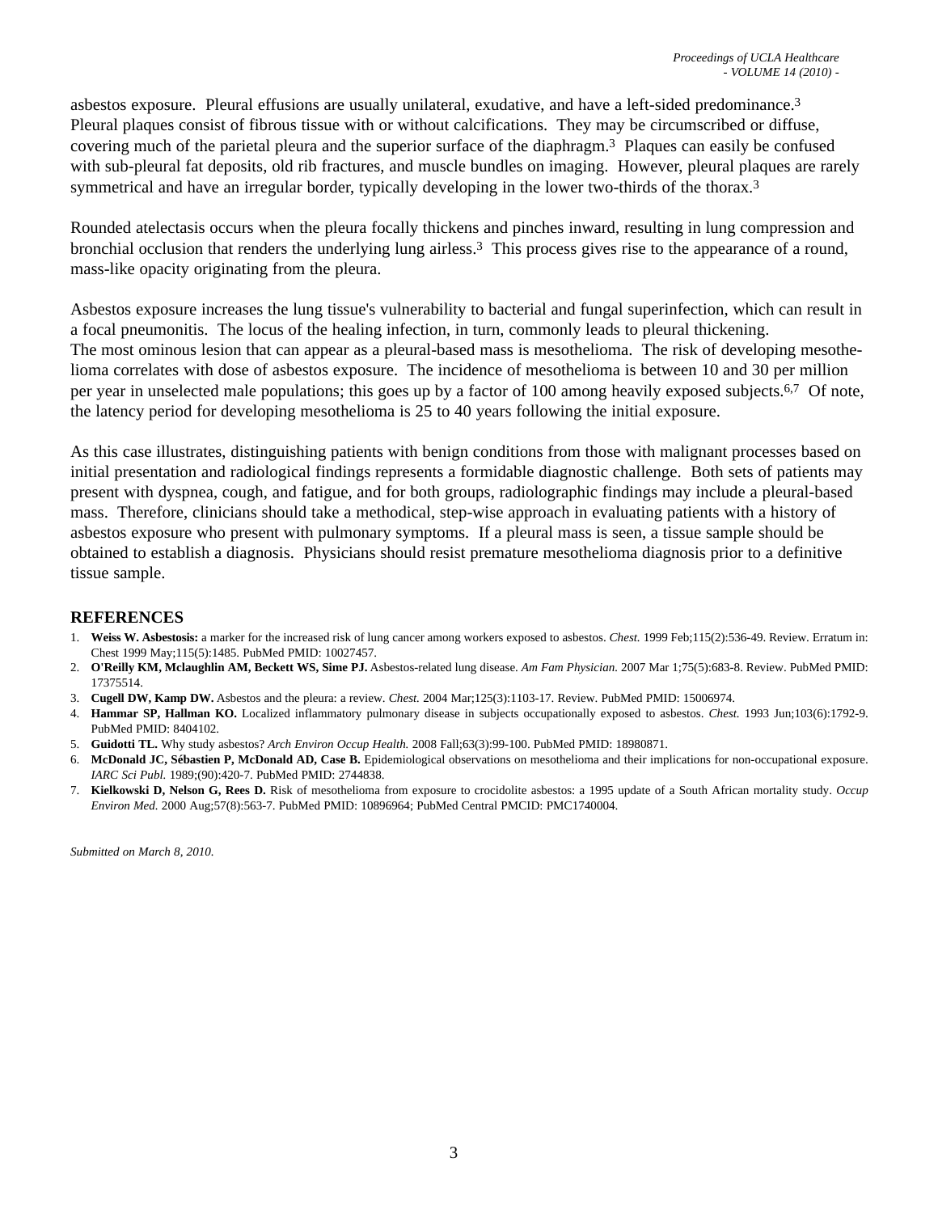asbestos exposure. Pleural effusions are usually unilateral, exudative, and have a left-sided predominance.[3] Pleural plaques consist of fibrous tissue with or without calcifications. They may be circumscribed or diffuse, covering much of the parietal pleura and the superior surface of the diaphragm.[3] Plaques can easily be confused with sub-pleural fat deposits, old rib fractures, and muscle bundles on imaging. However, pleural plaques are rarely symmetrical and have an irregular border, typically developing in the lower two-thirds of the thorax.[3]

Rounded atelectasis occurs when the pleura focally thickens and pinches inward, resulting in lung compression and bronchial occlusion that renders the underlying lung airless.[3] This process gives rise to the appearance of a round, mass-like opacity originating from the pleura.

Asbestos exposure increases the lung tissue's vulnerability to bacterial and fungal superinfection, which can result in a focal pneumonitis. The locus of the healing infection, in turn, commonly leads to pleural thickening. The most ominous lesion that can appear as a pleural-based mass is mesothelioma. The risk of developing mesothelioma correlates with dose of asbestos exposure. The incidence of mesothelioma is between 10 and 30 per million per year in unselected male populations; this goes up by a factor of 100 among heavily exposed subjects.[6,7] Of note, the latency period for developing mesothelioma is 25 to 40 years following the initial exposure.

As this case illustrates, distinguishing patients with benign conditions from those with malignant processes based on initial presentation and radiological findings represents a formidable diagnostic challenge. Both sets of patients may present with dyspnea, cough, and fatigue, and for both groups, radiolographic findings may include a pleural-based mass. Therefore, clinicians should take a methodical, step-wise approach in evaluating patients with a history of asbestos exposure who present with pulmonary symptoms. If a pleural mass is seen, a tissue sample should be obtained to establish a diagnosis. Physicians should resist premature mesothelioma diagnosis prior to a definitive tissue sample.

## REFERENCES

1. **Weiss W. Asbestosis:** a marker for the increased risk of lung cancer among workers exposed to asbestos. *Chest.* 1999 Feb;115(2):536-49. Review. Erratum in: Chest 1999 May;115(5):1485. PubMed PMID: 10027457.
2. **O'Reilly KM, Mclaughlin AM, Beckett WS, Sime PJ.** Asbestos-related lung disease. *Am Fam Physician.* 2007 Mar 1;75(5):683-8. Review. PubMed PMID: 17375514.
3. **Cugell DW, Kamp DW.** Asbestos and the pleura: a review. *Chest.* 2004 Mar;125(3):1103-17. Review. PubMed PMID: 15006974.
4. **Hammar SP, Hallman KO.** Localized inflammatory pulmonary disease in subjects occupationally exposed to asbestos. *Chest.* 1993 Jun;103(6):1792-9. PubMed PMID: 8404102.
5. **Guidotti TL.** Why study asbestos? *Arch Environ Occup Health.* 2008 Fall;63(3):99-100. PubMed PMID: 18980871.
6. **McDonald JC, Sébastien P, McDonald AD, Case B.** Epidemiological observations on mesothelioma and their implications for non-occupational exposure. *IARC Sci Publ.* 1989;(90):420-7. PubMed PMID: 2744838.
7. **Kielkowski D, Nelson G, Rees D.** Risk of mesothelioma from exposure to crocidolite asbestos: a 1995 update of a South African mortality study. *Occup Environ Med.* 2000 Aug;57(8):563-7. PubMed PMID: 10896964; PubMed Central PMCID: PMC1740004.

*Submitted on March 8, 2010.*